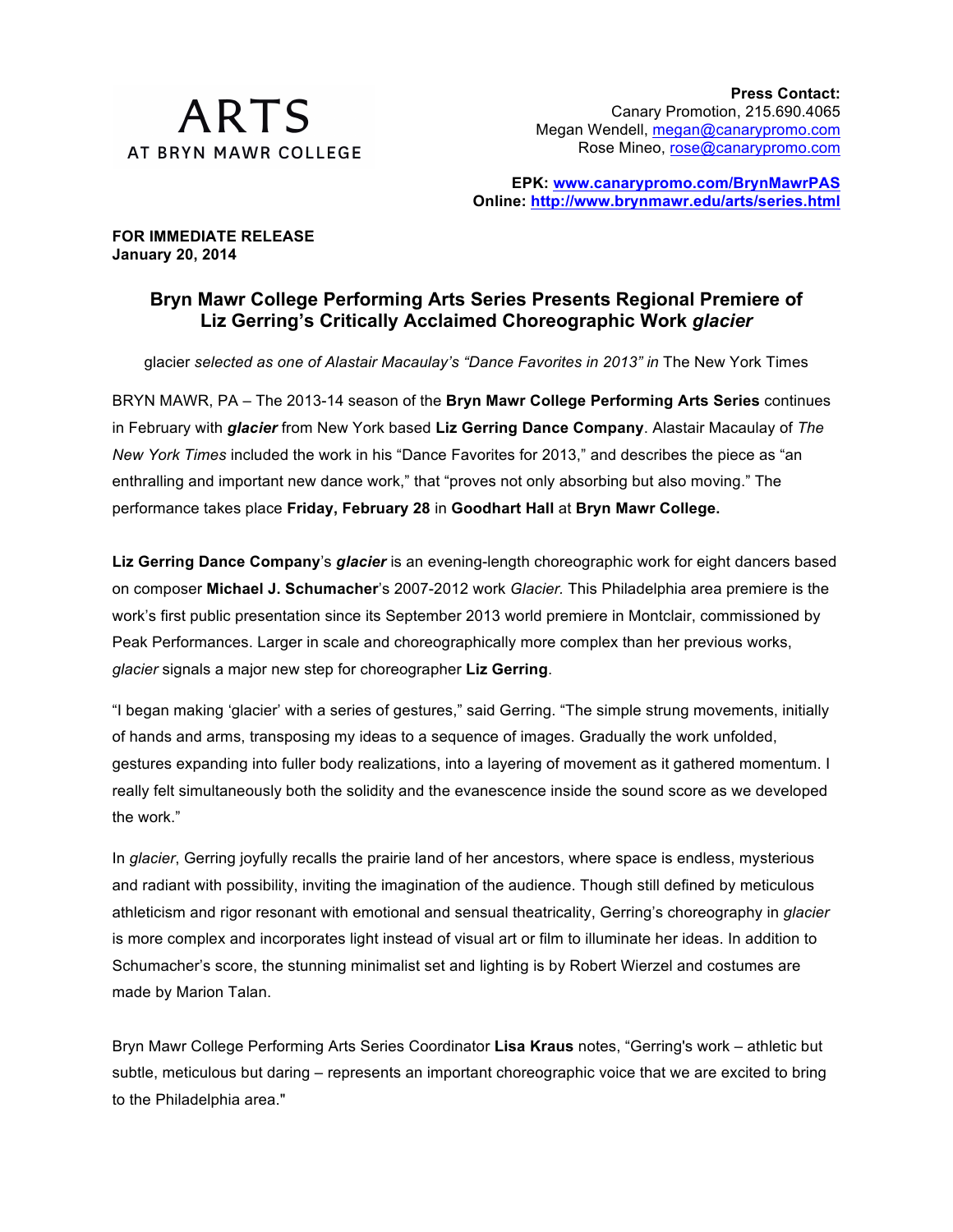ARTS
AT BRYN MAWR COLLEGE

**Press Contact:**
Canary Promotion, 215.690.4065
Megan Wendell, megan@canarypromo.com
Rose Mineo, rose@canarypromo.com

**EPK: www.canarypromo.com/BrynMawrPAS**
**Online: http://www.brynmawr.edu/arts/series.html**

**FOR IMMEDIATE RELEASE**
**January 20, 2014**

## Bryn Mawr College Performing Arts Series Presents Regional Premiere of Liz Gerring's Critically Acclaimed Choreographic Work *glacier*

glacier *selected as one of Alastair Macaulay's "Dance Favorites in 2013" in* The New York Times

BRYN MAWR, PA – The 2013-14 season of the **Bryn Mawr College Performing Arts Series** continues in February with ***glacier*** from New York based **Liz Gerring Dance Company**. Alastair Macaulay of *The New York Times* included the work in his "Dance Favorites for 2013," and describes the piece as "an enthralling and important new dance work," that "proves not only absorbing but also moving." The performance takes place **Friday, February 28** in **Goodhart Hall** at **Bryn Mawr College.**

**Liz Gerring Dance Company**'s ***glacier*** is an evening-length choreographic work for eight dancers based on composer **Michael J. Schumacher**'s 2007-2012 work *Glacier*. This Philadelphia area premiere is the work's first public presentation since its September 2013 world premiere in Montclair, commissioned by Peak Performances. Larger in scale and choreographically more complex than her previous works, *glacier* signals a major new step for choreographer **Liz Gerring**.

"I began making 'glacier' with a series of gestures," said Gerring. "The simple strung movements, initially of hands and arms, transposing my ideas to a sequence of images. Gradually the work unfolded, gestures expanding into fuller body realizations, into a layering of movement as it gathered momentum. I really felt simultaneously both the solidity and the evanescence inside the sound score as we developed the work."

In *glacier*, Gerring joyfully recalls the prairie land of her ancestors, where space is endless, mysterious and radiant with possibility, inviting the imagination of the audience. Though still defined by meticulous athleticism and rigor resonant with emotional and sensual theatricality, Gerring's choreography in *glacier* is more complex and incorporates light instead of visual art or film to illuminate her ideas. In addition to Schumacher's score, the stunning minimalist set and lighting is by Robert Wierzel and costumes are made by Marion Talan.

Bryn Mawr College Performing Arts Series Coordinator **Lisa Kraus** notes, "Gerring's work – athletic but subtle, meticulous but daring – represents an important choreographic voice that we are excited to bring to the Philadelphia area."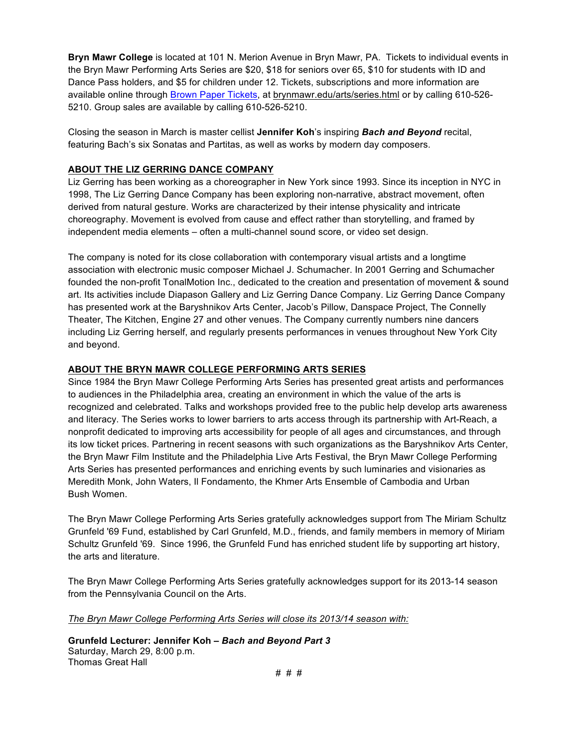**Bryn Mawr College** is located at 101 N. Merion Avenue in Bryn Mawr, PA. Tickets to individual events in the Bryn Mawr Performing Arts Series are $20, $18 for seniors over 65, $10 for students with ID and Dance Pass holders, and $5 for children under 12. Tickets, subscriptions and more information are available online through Brown Paper Tickets, at brynmawr.edu/arts/series.html or by calling 610-526-5210. Group sales are available by calling 610-526-5210.

Closing the season in March is master cellist **Jennifer Koh**'s inspiring ***Bach and Beyond*** recital, featuring Bach's six Sonatas and Partitas, as well as works by modern day composers.

## ABOUT THE LIZ GERRING DANCE COMPANY

Liz Gerring has been working as a choreographer in New York since 1993. Since its inception in NYC in 1998, The Liz Gerring Dance Company has been exploring non-narrative, abstract movement, often derived from natural gesture. Works are characterized by their intense physicality and intricate choreography. Movement is evolved from cause and effect rather than storytelling, and framed by independent media elements – often a multi-channel sound score, or video set design.

The company is noted for its close collaboration with contemporary visual artists and a longtime association with electronic music composer Michael J. Schumacher. In 2001 Gerring and Schumacher founded the non-profit TonalMotion Inc., dedicated to the creation and presentation of movement & sound art. Its activities include Diapason Gallery and Liz Gerring Dance Company. Liz Gerring Dance Company has presented work at the Baryshnikov Arts Center, Jacob's Pillow, Danspace Project, The Connelly Theater, The Kitchen, Engine 27 and other venues. The Company currently numbers nine dancers including Liz Gerring herself, and regularly presents performances in venues throughout New York City and beyond.

## ABOUT THE BRYN MAWR COLLEGE PERFORMING ARTS SERIES

Since 1984 the Bryn Mawr College Performing Arts Series has presented great artists and performances to audiences in the Philadelphia area, creating an environment in which the value of the arts is recognized and celebrated. Talks and workshops provided free to the public help develop arts awareness and literacy. The Series works to lower barriers to arts access through its partnership with Art-Reach, a nonprofit dedicated to improving arts accessibility for people of all ages and circumstances, and through its low ticket prices. Partnering in recent seasons with such organizations as the Baryshnikov Arts Center, the Bryn Mawr Film Institute and the Philadelphia Live Arts Festival, the Bryn Mawr College Performing Arts Series has presented performances and enriching events by such luminaries and visionaries as Meredith Monk, John Waters, Il Fondamento, the Khmer Arts Ensemble of Cambodia and Urban Bush Women.

The Bryn Mawr College Performing Arts Series gratefully acknowledges support from The Miriam Schultz Grunfeld '69 Fund, established by Carl Grunfeld, M.D., friends, and family members in memory of Miriam Schultz Grunfeld '69. Since 1996, the Grunfeld Fund has enriched student life by supporting art history, the arts and literature.

The Bryn Mawr College Performing Arts Series gratefully acknowledges support for its 2013-14 season from the Pennsylvania Council on the Arts.

*The Bryn Mawr College Performing Arts Series will close its 2013/14 season with:*

**Grunfeld Lecturer: Jennifer Koh – *Bach and Beyond Part 3***
Saturday, March 29, 8:00 p.m.
Thomas Great Hall

# # #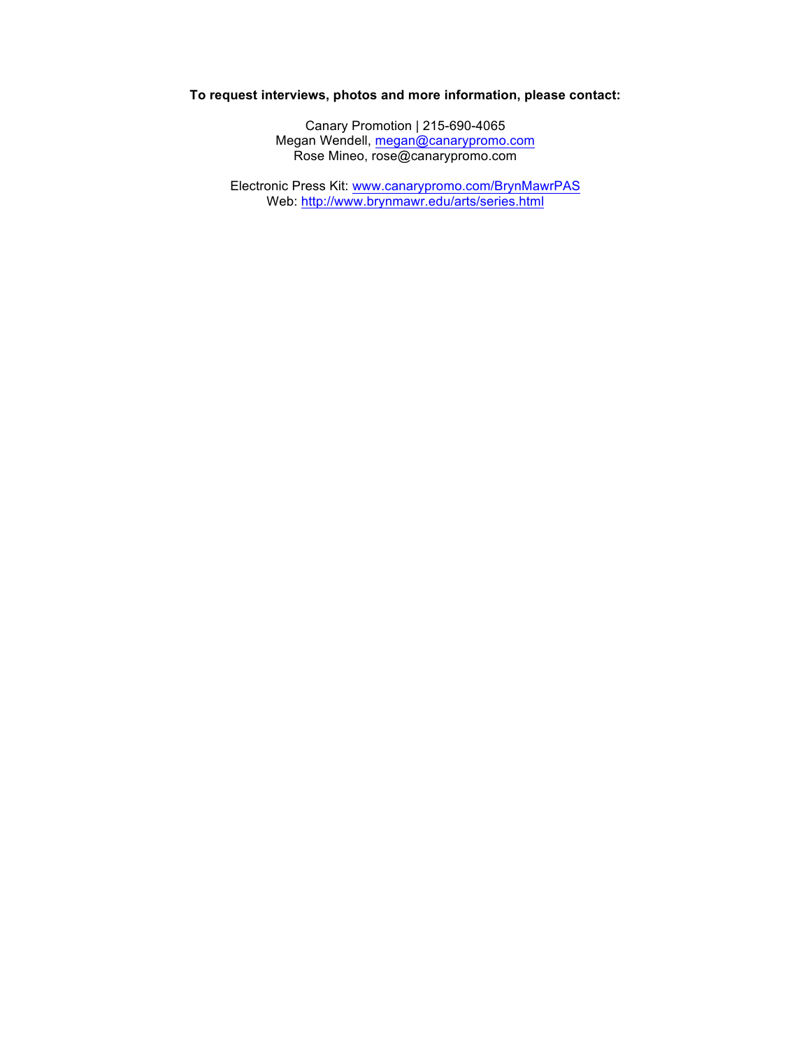**To request interviews, photos and more information, please contact:**

Canary Promotion | 215-690-4065
Megan Wendell, megan@canarypromo.com
Rose Mineo, rose@canarypromo.com

Electronic Press Kit: www.canarypromo.com/BrynMawrPAS
Web: http://www.brynmawr.edu/arts/series.html